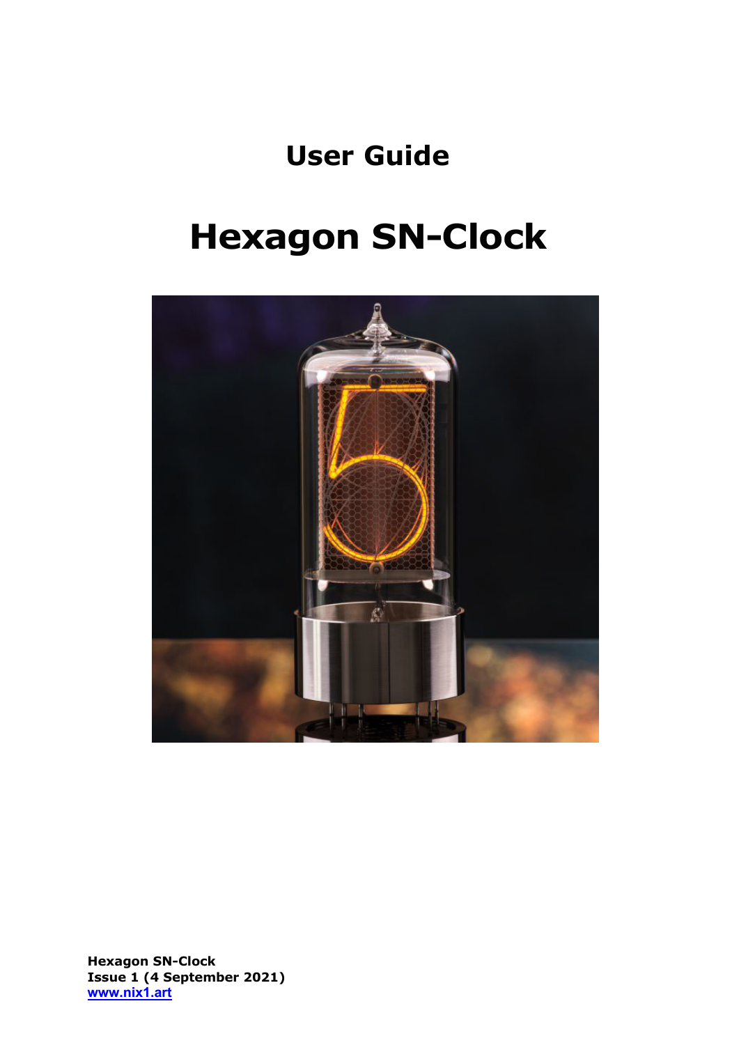# User Guide

# Hexagon SN-Clock

**Hexagon SN-Clock**
**Issue 1 (4 September 2021)**
**www.nix1.art**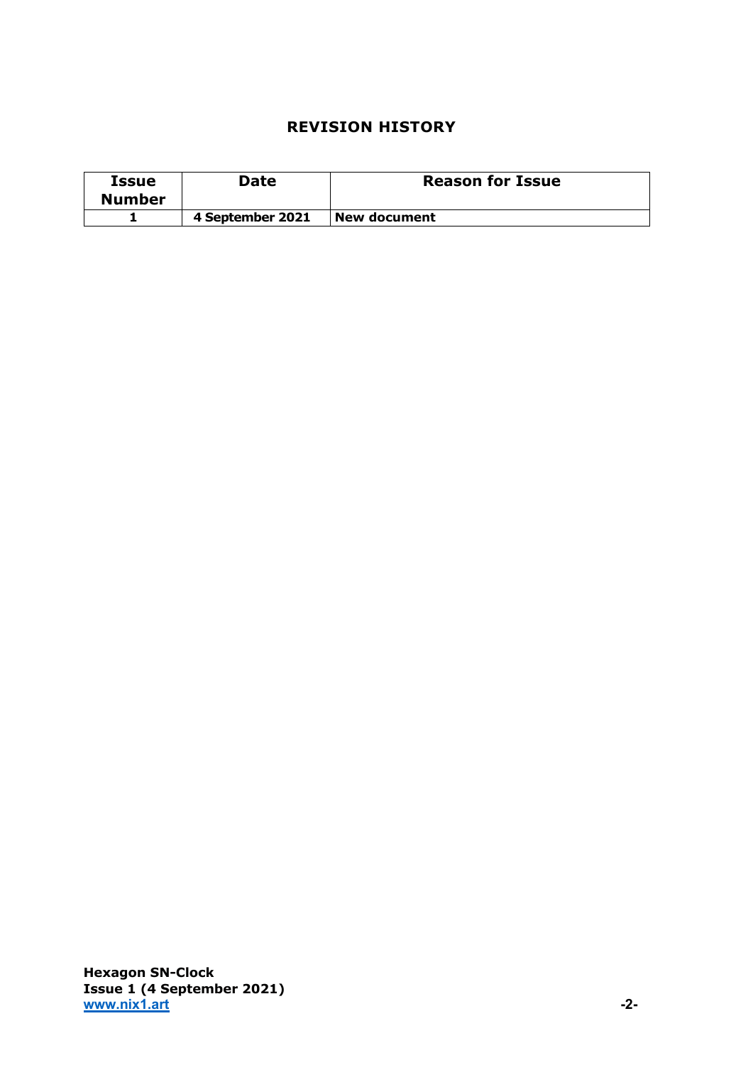## REVISION HISTORY

| Issue Number | Date | Reason for Issue |
|---|---|---|
| 1 | 4 September 2021 | New document |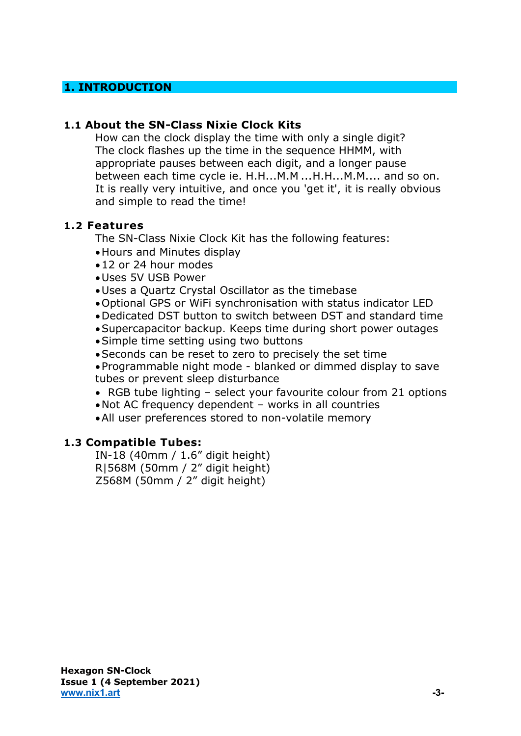# 1. INTRODUCTION

## 1.1 About the SN-Class Nixie Clock Kits

How can the clock display the time with only a single digit? The clock flashes up the time in the sequence HHMM, with appropriate pauses between each digit, and a longer pause between each time cycle ie. H.H...M.M ...H.H...M.M.... and so on. It is really very intuitive, and once you 'get it', it is really obvious and simple to read the time!

## 1.2 Features

The SN-Class Nixie Clock Kit has the following features:

- Hours and Minutes display
- 12 or 24 hour modes
- Uses 5V USB Power
- Uses a Quartz Crystal Oscillator as the timebase
- Optional GPS or WiFi synchronisation with status indicator LED
- Dedicated DST button to switch between DST and standard time
- Supercapacitor backup. Keeps time during short power outages
- Simple time setting using two buttons
- Seconds can be reset to zero to precisely the set time
- Programmable night mode - blanked or dimmed display to save tubes or prevent sleep disturbance
- RGB tube lighting – select your favourite colour from 21 options
- Not AC frequency dependent – works in all countries
- All user preferences stored to non-volatile memory

## 1.3 Compatible Tubes:

IN-18 (40mm / 1.6" digit height)
R|568M (50mm / 2" digit height)
Z568M (50mm / 2" digit height)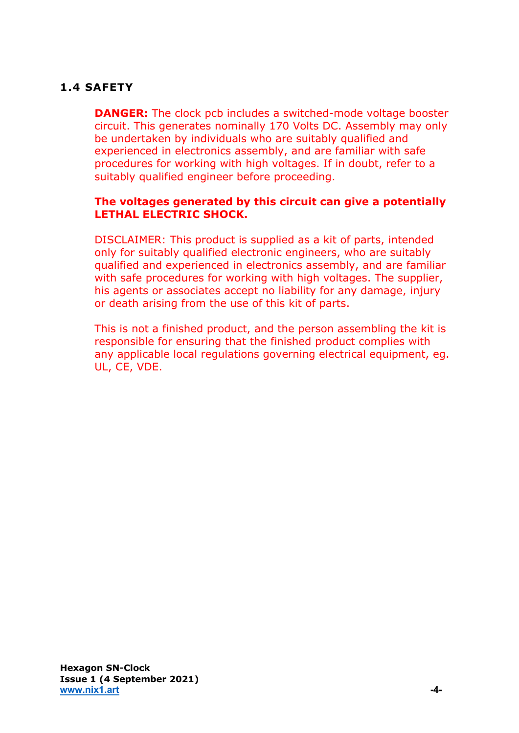### 1.4 SAFETY

**DANGER:** The clock pcb includes a switched-mode voltage booster circuit. This generates nominally 170 Volts DC. Assembly may only be undertaken by individuals who are suitably qualified and experienced in electronics assembly, and are familiar with safe procedures for working with high voltages. If in doubt, refer to a suitably qualified engineer before proceeding.

**The voltages generated by this circuit can give a potentially LETHAL ELECTRIC SHOCK.**

DISCLAIMER: This product is supplied as a kit of parts, intended only for suitably qualified electronic engineers, who are suitably qualified and experienced in electronics assembly, and are familiar with safe procedures for working with high voltages. The supplier, his agents or associates accept no liability for any damage, injury or death arising from the use of this kit of parts.

This is not a finished product, and the person assembling the kit is responsible for ensuring that the finished product complies with any applicable local regulations governing electrical equipment, eg. UL, CE, VDE.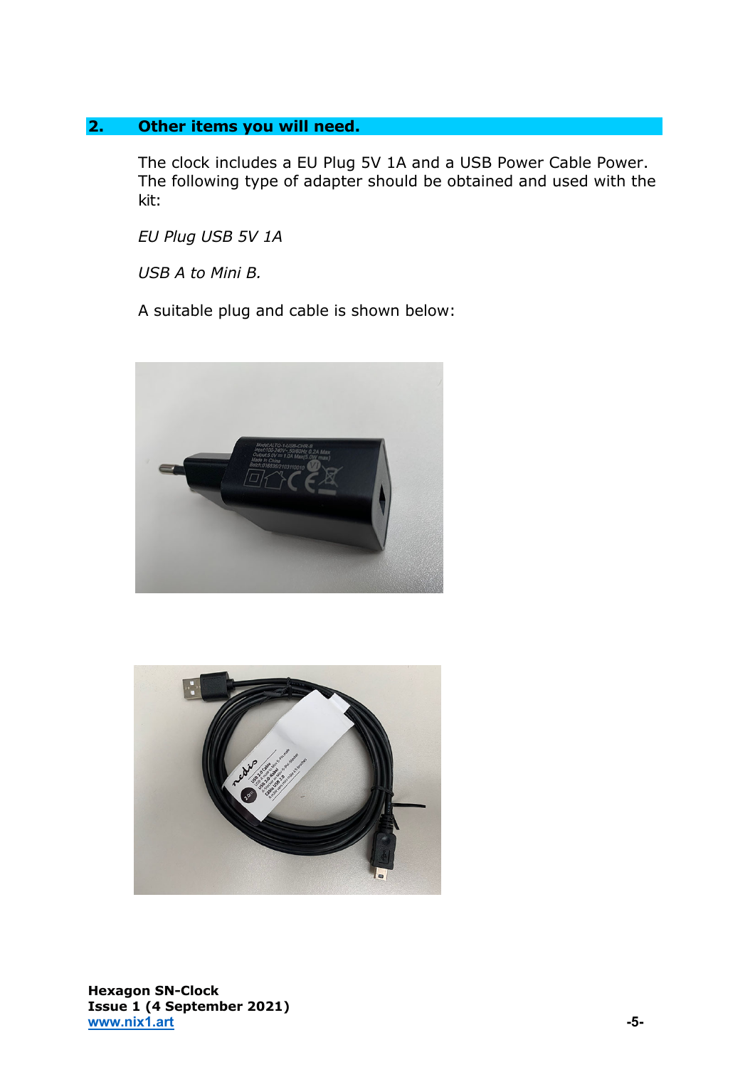## 2. Other items you will need.

The clock includes a EU Plug 5V 1A and a USB Power Cable Power. The following type of adapter should be obtained and used with the kit:

*EU Plug USB 5V 1A*

*USB A to Mini B.*

A suitable plug and cable is shown below: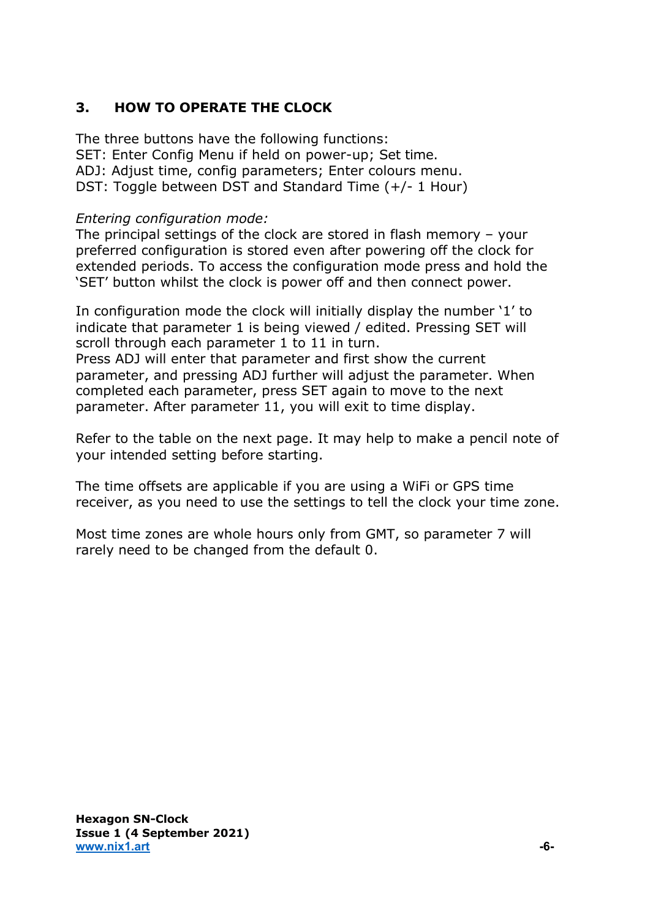## 3. HOW TO OPERATE THE CLOCK

The three buttons have the following functions:
SET: Enter Config Menu if held on power-up; Set time.
ADJ: Adjust time, config parameters; Enter colours menu.
DST: Toggle between DST and Standard Time (+/- 1 Hour)

*Entering configuration mode:*
The principal settings of the clock are stored in flash memory – your preferred configuration is stored even after powering off the clock for extended periods. To access the configuration mode press and hold the 'SET' button whilst the clock is power off and then connect power.

In configuration mode the clock will initially display the number '1' to indicate that parameter 1 is being viewed / edited. Pressing SET will scroll through each parameter 1 to 11 in turn.
Press ADJ will enter that parameter and first show the current parameter, and pressing ADJ further will adjust the parameter. When completed each parameter, press SET again to move to the next parameter. After parameter 11, you will exit to time display.

Refer to the table on the next page. It may help to make a pencil note of your intended setting before starting.

The time offsets are applicable if you are using a WiFi or GPS time receiver, as you need to use the settings to tell the clock your time zone.

Most time zones are whole hours only from GMT, so parameter 7 will rarely need to be changed from the default 0.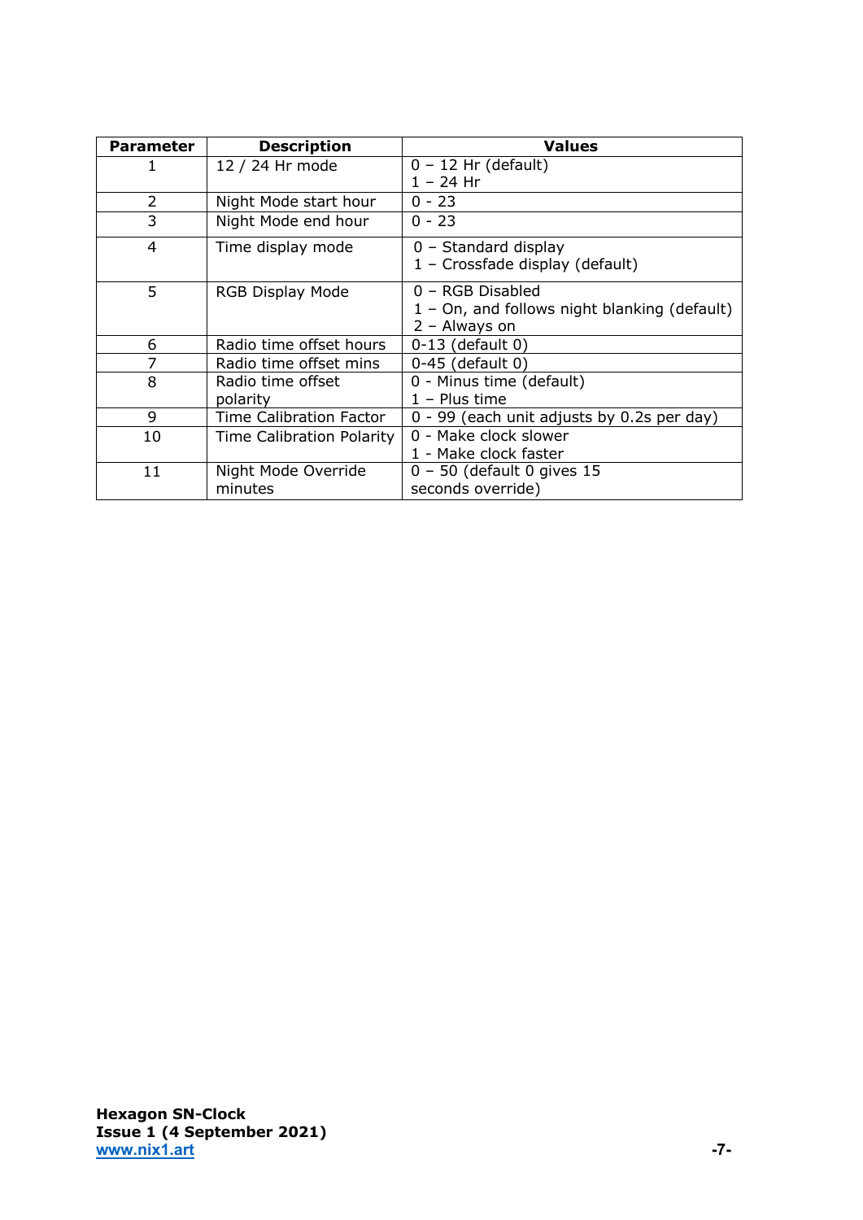| Parameter | Description | Values |
|---|---|---|
| 1 | 12 / 24 Hr mode | 0 – 12 Hr (default)<br>1 – 24 Hr |
| 2 | Night Mode start hour | 0 - 23 |
| 3 | Night Mode end hour | 0 - 23 |
| 4 | Time display mode | 0 – Standard display<br>1 – Crossfade display (default) |
| 5 | RGB Display Mode | 0 – RGB Disabled<br>1 – On, and follows night blanking (default)<br>2 – Always on |
| 6 | Radio time offset hours | 0-13 (default 0) |
| 7 | Radio time offset mins | 0-45 (default 0) |
| 8 | Radio time offset polarity | 0 - Minus time (default)<br>1 – Plus time |
| 9 | Time Calibration Factor | 0 - 99 (each unit adjusts by 0.2s per day) |
| 10 | Time Calibration Polarity | 0 - Make clock slower<br>1 - Make clock faster |
| 11 | Night Mode Override minutes | 0 – 50 (default 0 gives 15 seconds override) |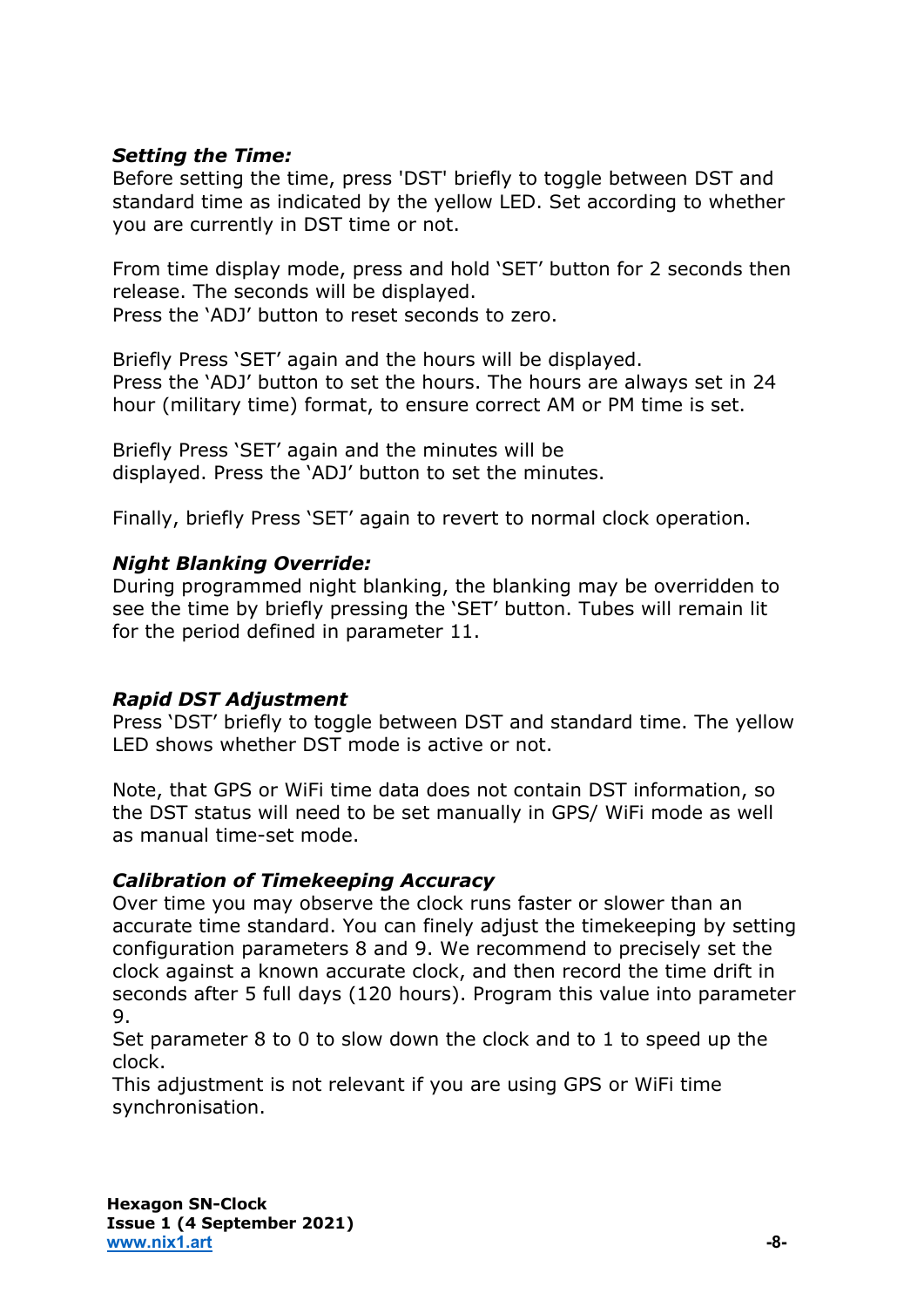***Setting the Time:***
Before setting the time, press 'DST' briefly to toggle between DST and standard time as indicated by the yellow LED. Set according to whether you are currently in DST time or not.

From time display mode, press and hold 'SET' button for 2 seconds then release. The seconds will be displayed.
Press the 'ADJ' button to reset seconds to zero.

Briefly Press 'SET' again and the hours will be displayed.
Press the 'ADJ' button to set the hours. The hours are always set in 24 hour (military time) format, to ensure correct AM or PM time is set.

Briefly Press 'SET' again and the minutes will be displayed. Press the 'ADJ' button to set the minutes.

Finally, briefly Press 'SET' again to revert to normal clock operation.

***Night Blanking Override:***
During programmed night blanking, the blanking may be overridden to see the time by briefly pressing the 'SET' button. Tubes will remain lit for the period defined in parameter 11.

***Rapid DST Adjustment***
Press 'DST' briefly to toggle between DST and standard time. The yellow LED shows whether DST mode is active or not.

Note, that GPS or WiFi time data does not contain DST information, so the DST status will need to be set manually in GPS/ WiFi mode as well as manual time-set mode.

***Calibration of Timekeeping Accuracy***
Over time you may observe the clock runs faster or slower than an accurate time standard. You can finely adjust the timekeeping by setting configuration parameters 8 and 9. We recommend to precisely set the clock against a known accurate clock, and then record the time drift in seconds after 5 full days (120 hours). Program this value into parameter 9.
Set parameter 8 to 0 to slow down the clock and to 1 to speed up the clock.
This adjustment is not relevant if you are using GPS or WiFi time synchronisation.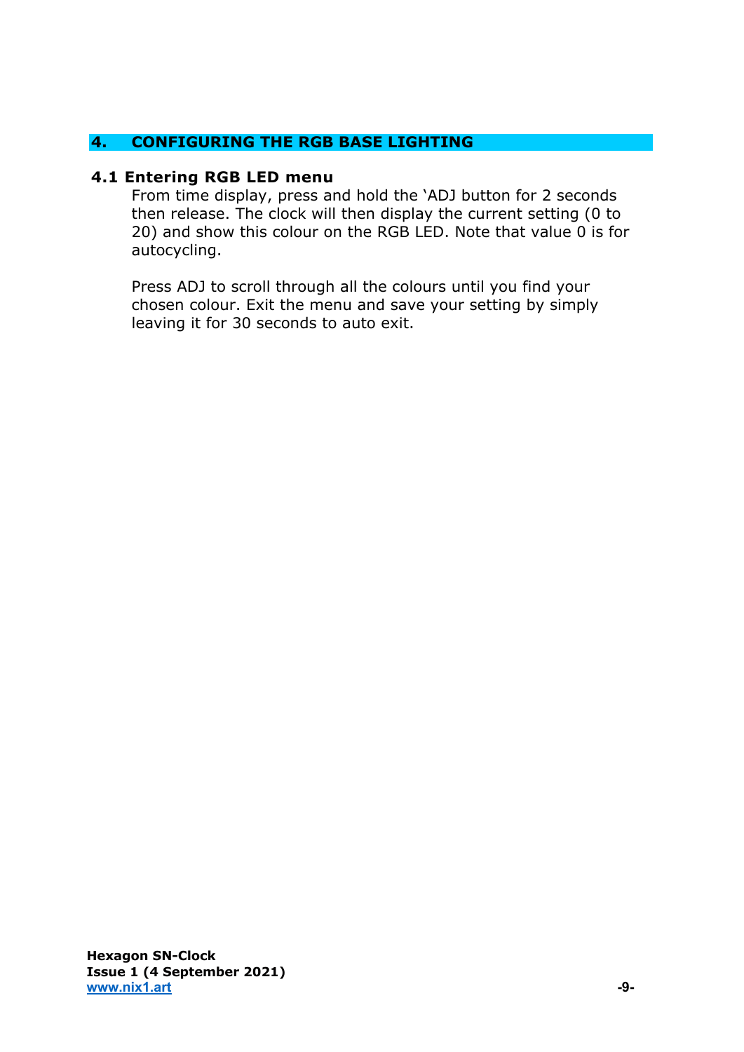## 4. CONFIGURING THE RGB BASE LIGHTING

### 4.1 Entering RGB LED menu

From time display, press and hold the 'ADJ button for 2 seconds then release. The clock will then display the current setting (0 to 20) and show this colour on the RGB LED. Note that value 0 is for autocycling.

Press ADJ to scroll through all the colours until you find your chosen colour. Exit the menu and save your setting by simply leaving it for 30 seconds to auto exit.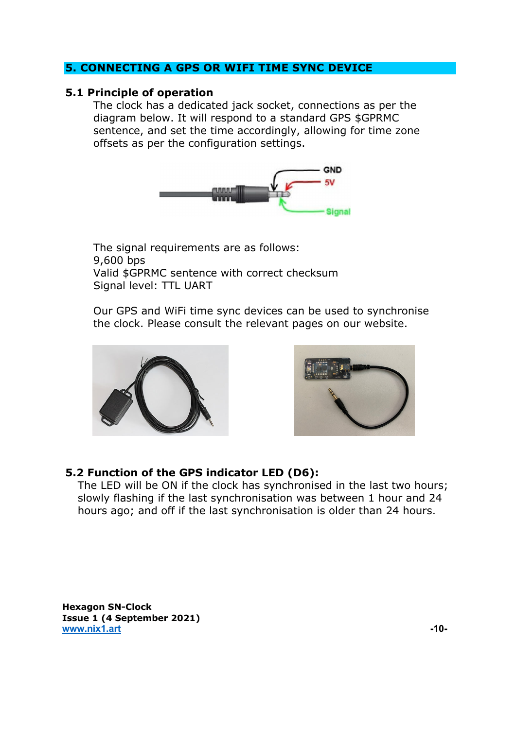## 5. CONNECTING A GPS OR WIFI TIME SYNC DEVICE

### 5.1 Principle of operation

The clock has a dedicated jack socket, connections as per the diagram below. It will respond to a standard GPS $GPRMC sentence, and set the time accordingly, allowing for time zone offsets as per the configuration settings.

GND
5V
Signal

The signal requirements are as follows:
9,600 bps
Valid $GPRMC sentence with correct checksum
Signal level: TTL UART

Our GPS and WiFi time sync devices can be used to synchronise the clock. Please consult the relevant pages on our website.

### 5.2 Function of the GPS indicator LED (D6):

The LED will be ON if the clock has synchronised in the last two hours; slowly flashing if the last synchronisation was between 1 hour and 24 hours ago; and off if the last synchronisation is older than 24 hours.

**Hexagon SN-Clock**
**Issue 1 (4 September 2021)**
[www.nix1.art](http://www.nix1.art)